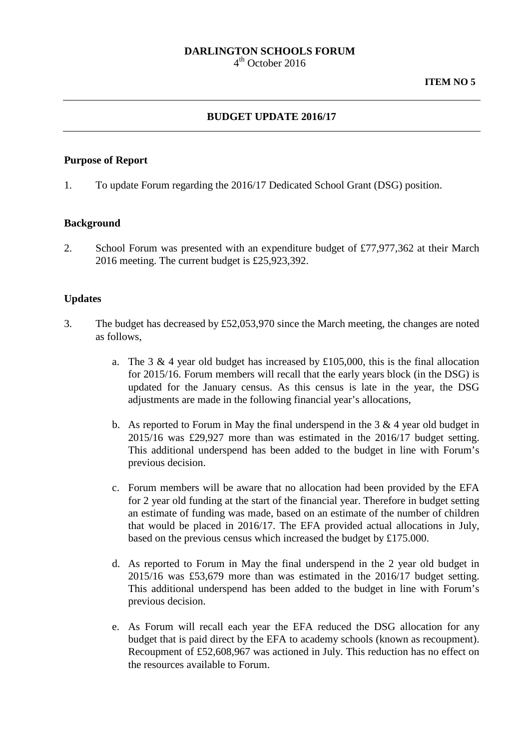**DARLINGTON SCHOOLS FORUM**

4th October 2016

**ITEM NO 5**

---

**BUDGET UPDATE 2016/17**

---

**Purpose of Report**

1. To update Forum regarding the 2016/17 Dedicated School Grant (DSG) position.

**Background**

2. School Forum was presented with an expenditure budget of £77,977,362 at their March 2016 meeting. The current budget is £25,923,392.

**Updates**

3. The budget has decreased by £52,053,970 since the March meeting, the changes are noted as follows,

   a. The 3 & 4 year old budget has increased by £105,000, this is the final allocation for 2015/16. Forum members will recall that the early years block (in the DSG) is updated for the January census. As this census is late in the year, the DSG adjustments are made in the following financial year's allocations,

   b. As reported to Forum in May the final underspend in the 3 & 4 year old budget in 2015/16 was £29,927 more than was estimated in the 2016/17 budget setting. This additional underspend has been added to the budget in line with Forum's previous decision.

   c. Forum members will be aware that no allocation had been provided by the EFA for 2 year old funding at the start of the financial year. Therefore in budget setting an estimate of funding was made, based on an estimate of the number of children that would be placed in 2016/17. The EFA provided actual allocations in July, based on the previous census which increased the budget by £175.000.

   d. As reported to Forum in May the final underspend in the 2 year old budget in 2015/16 was £53,679 more than was estimated in the 2016/17 budget setting. This additional underspend has been added to the budget in line with Forum's previous decision.

   e. As Forum will recall each year the EFA reduced the DSG allocation for any budget that is paid direct by the EFA to academy schools (known as recoupment). Recoupment of £52,608,967 was actioned in July. This reduction has no effect on the resources available to Forum.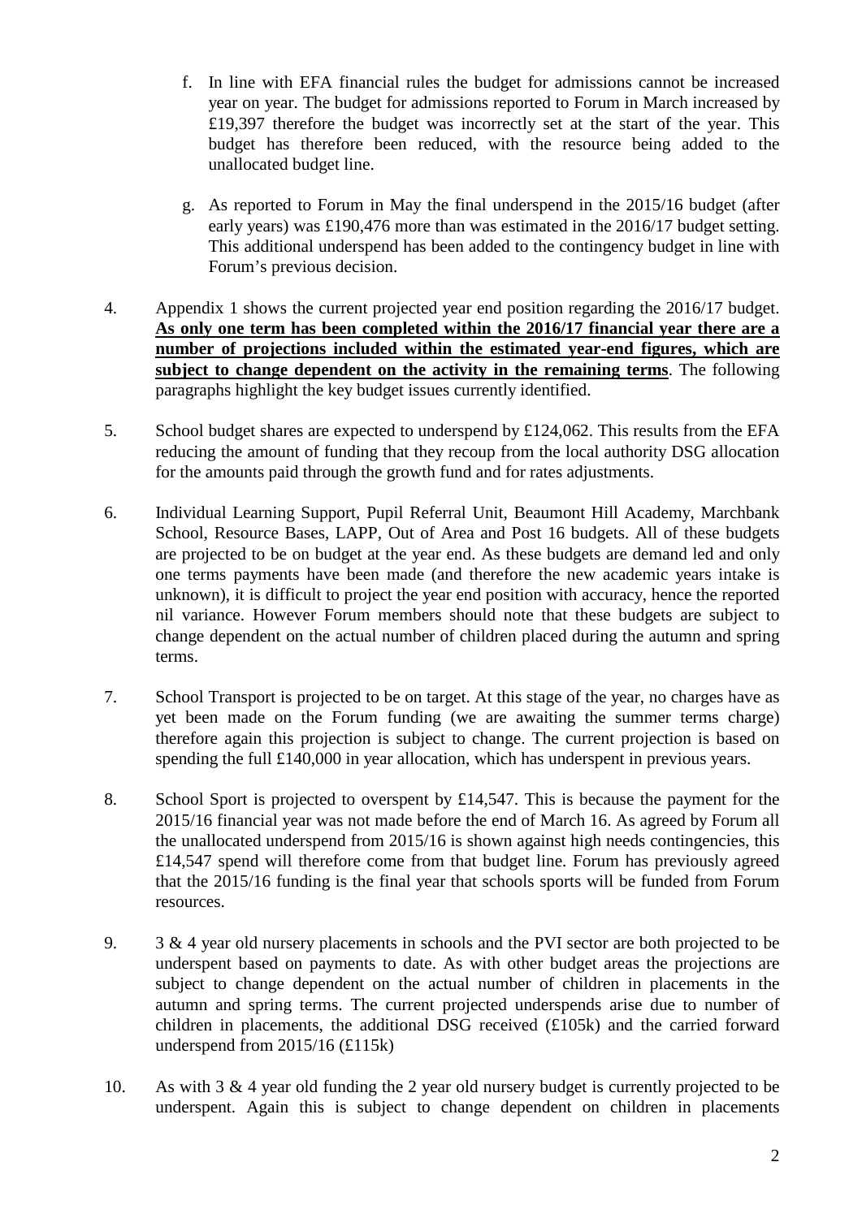f. In line with EFA financial rules the budget for admissions cannot be increased year on year. The budget for admissions reported to Forum in March increased by £19,397 therefore the budget was incorrectly set at the start of the year. This budget has therefore been reduced, with the resource being added to the unallocated budget line.

g. As reported to Forum in May the final underspend in the 2015/16 budget (after early years) was £190,476 more than was estimated in the 2016/17 budget setting. This additional underspend has been added to the contingency budget in line with Forum's previous decision.

4. Appendix 1 shows the current projected year end position regarding the 2016/17 budget. **As only one term has been completed within the 2016/17 financial year there are a number of projections included within the estimated year-end figures, which are subject to change dependent on the activity in the remaining terms**. The following paragraphs highlight the key budget issues currently identified.

5. School budget shares are expected to underspend by £124,062. This results from the EFA reducing the amount of funding that they recoup from the local authority DSG allocation for the amounts paid through the growth fund and for rates adjustments.

6. Individual Learning Support, Pupil Referral Unit, Beaumont Hill Academy, Marchbank School, Resource Bases, LAPP, Out of Area and Post 16 budgets. All of these budgets are projected to be on budget at the year end. As these budgets are demand led and only one terms payments have been made (and therefore the new academic years intake is unknown), it is difficult to project the year end position with accuracy, hence the reported nil variance. However Forum members should note that these budgets are subject to change dependent on the actual number of children placed during the autumn and spring terms.

7. School Transport is projected to be on target. At this stage of the year, no charges have as yet been made on the Forum funding (we are awaiting the summer terms charge) therefore again this projection is subject to change. The current projection is based on spending the full £140,000 in year allocation, which has underspent in previous years.

8. School Sport is projected to overspent by £14,547. This is because the payment for the 2015/16 financial year was not made before the end of March 16. As agreed by Forum all the unallocated underspend from 2015/16 is shown against high needs contingencies, this £14,547 spend will therefore come from that budget line. Forum has previously agreed that the 2015/16 funding is the final year that schools sports will be funded from Forum resources.

9. 3 & 4 year old nursery placements in schools and the PVI sector are both projected to be underspent based on payments to date. As with other budget areas the projections are subject to change dependent on the actual number of children in placements in the autumn and spring terms. The current projected underspends arise due to number of children in placements, the additional DSG received (£105k) and the carried forward underspend from 2015/16 (£115k)

10. As with 3 & 4 year old funding the 2 year old nursery budget is currently projected to be underspent. Again this is subject to change dependent on children in placements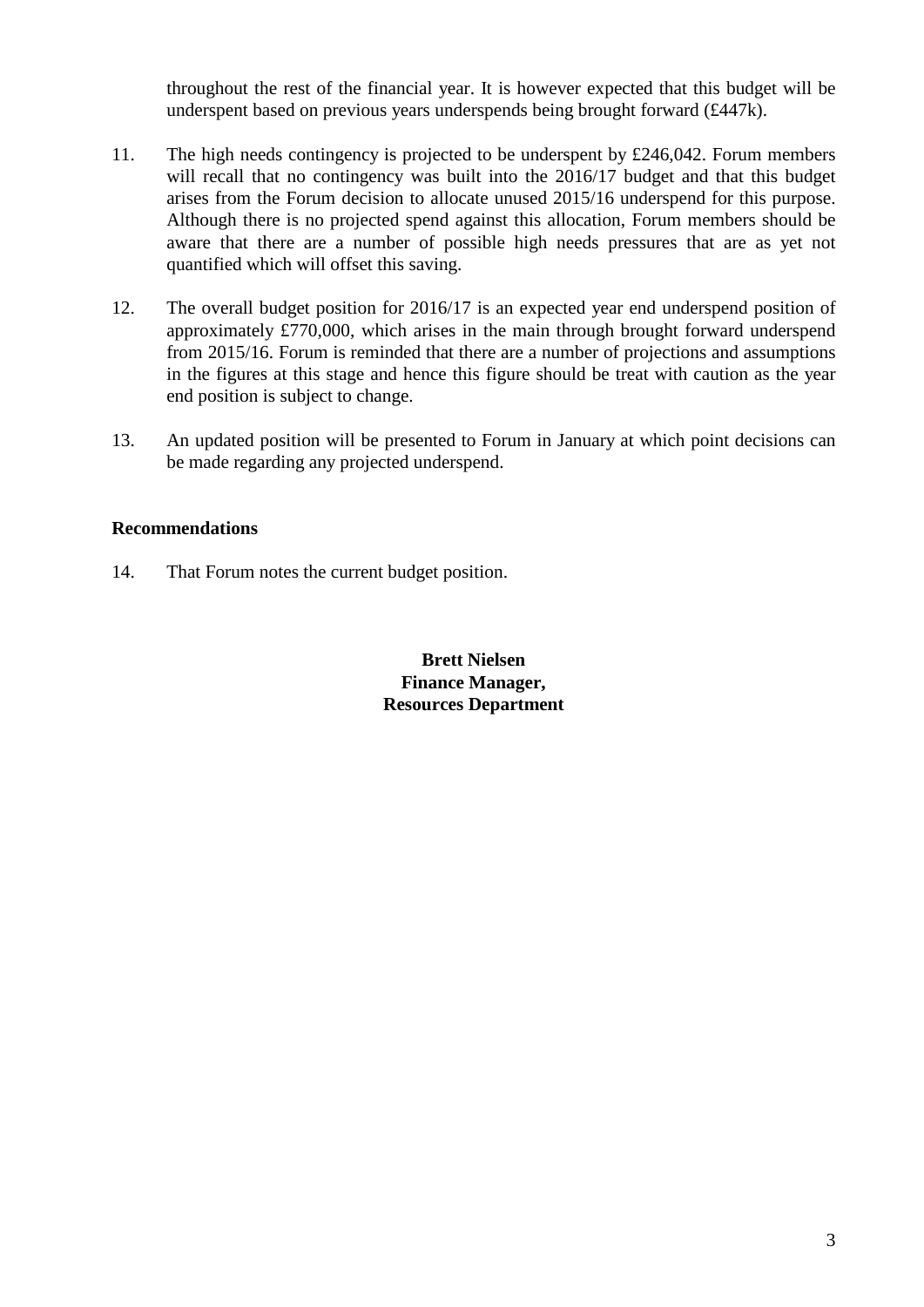throughout the rest of the financial year. It is however expected that this budget will be underspent based on previous years underspends being brought forward (£447k).

11. The high needs contingency is projected to be underspent by £246,042. Forum members will recall that no contingency was built into the 2016/17 budget and that this budget arises from the Forum decision to allocate unused 2015/16 underspend for this purpose. Although there is no projected spend against this allocation, Forum members should be aware that there are a number of possible high needs pressures that are as yet not quantified which will offset this saving.

12. The overall budget position for 2016/17 is an expected year end underspend position of approximately £770,000, which arises in the main through brought forward underspend from 2015/16. Forum is reminded that there are a number of projections and assumptions in the figures at this stage and hence this figure should be treat with caution as the year end position is subject to change.

13. An updated position will be presented to Forum in January at which point decisions can be made regarding any projected underspend.

**Recommendations**

14. That Forum notes the current budget position.

**Brett Nielsen**
**Finance Manager,**
**Resources Department**